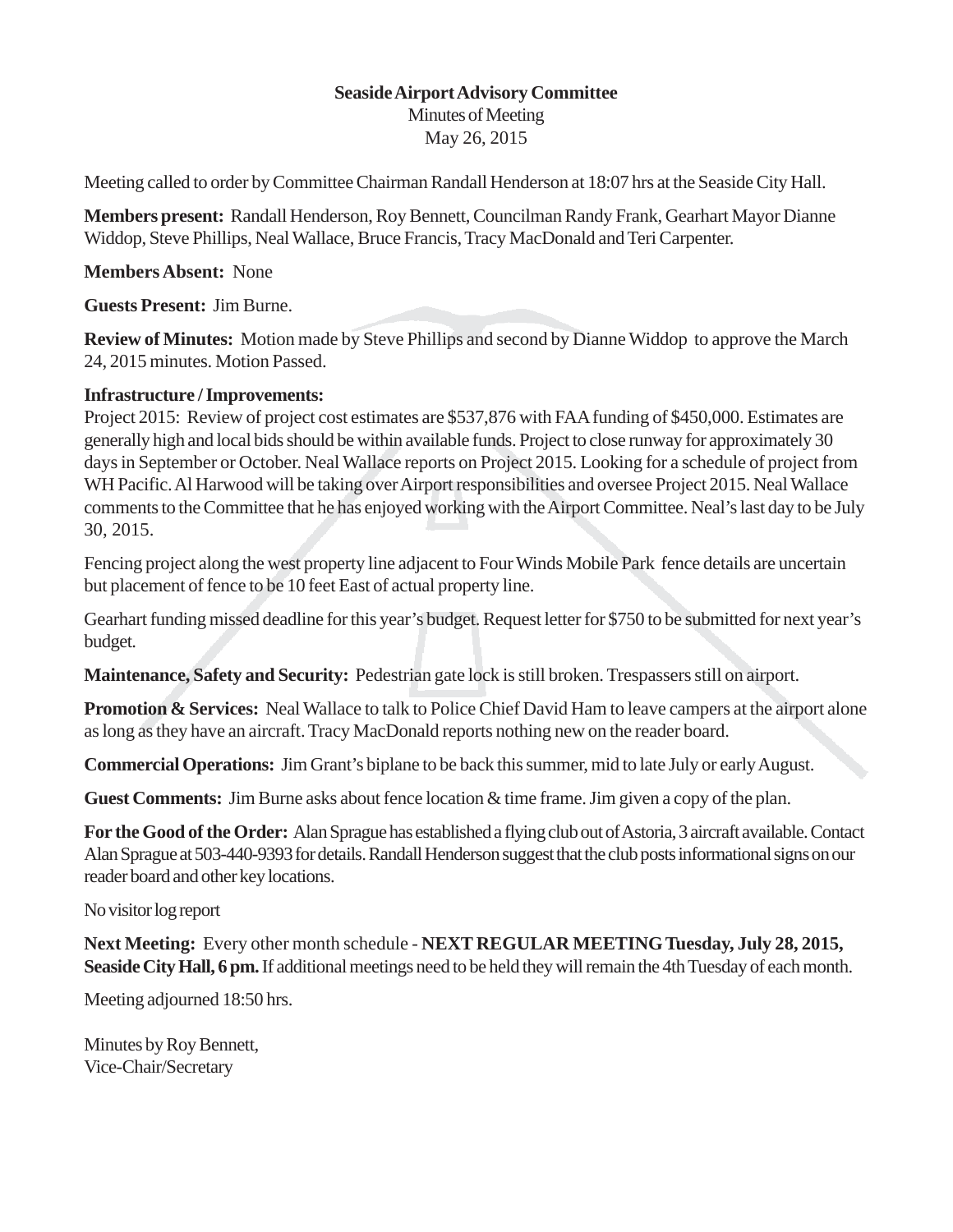**Seaside Airport Advisory Committee**

Minutes of Meeting

May 26, 2015

Meeting called to order by Committee Chairman Randall Henderson at 18:07 hrs at the Seaside City Hall.

**Members present:** Randall Henderson, Roy Bennett, Councilman Randy Frank, Gearhart Mayor Dianne Widdop, Steve Phillips, Neal Wallace, Bruce Francis, Tracy MacDonald and Teri Carpenter.

**Members Absent:** None

**Guests Present:** Jim Burne.

**Review of Minutes:** Motion made by Steve Phillips and second by Dianne Widdop to approve the March 24, 2015 minutes. Motion Passed.

**Infrastructure / Improvements:**
Project 2015: Review of project cost estimates are $537,876 with FAA funding of $450,000. Estimates are generally high and local bids should be within available funds. Project to close runway for approximately 30 days in September or October. Neal Wallace reports on Project 2015. Looking for a schedule of project from WH Pacific. Al Harwood will be taking over Airport responsibilities and oversee Project 2015. Neal Wallace comments to the Committee that he has enjoyed working with the Airport Committee. Neal's last day to be July 30, 2015.

Fencing project along the west property line adjacent to Four Winds Mobile Park fence details are uncertain but placement of fence to be 10 feet East of actual property line.

Gearhart funding missed deadline for this year's budget. Request letter for $750 to be submitted for next year's budget.

**Maintenance, Safety and Security:** Pedestrian gate lock is still broken. Trespassers still on airport.

**Promotion & Services:** Neal Wallace to talk to Police Chief David Ham to leave campers at the airport alone as long as they have an aircraft. Tracy MacDonald reports nothing new on the reader board.

**Commercial Operations:** Jim Grant's biplane to be back this summer, mid to late July or early August.

**Guest Comments:** Jim Burne asks about fence location & time frame. Jim given a copy of the plan.

**For the Good of the Order:** Alan Sprague has established a flying club out of Astoria, 3 aircraft available. Contact Alan Sprague at 503-440-9393 for details. Randall Henderson suggest that the club posts informational signs on our reader board and other key locations.

No visitor log report

**Next Meeting:** Every other month schedule - **NEXT REGULAR MEETING Tuesday, July 28, 2015, Seaside City Hall, 6 pm.** If additional meetings need to be held they will remain the 4th Tuesday of each month.

Meeting adjourned 18:50 hrs.

Minutes by Roy Bennett,
Vice-Chair/Secretary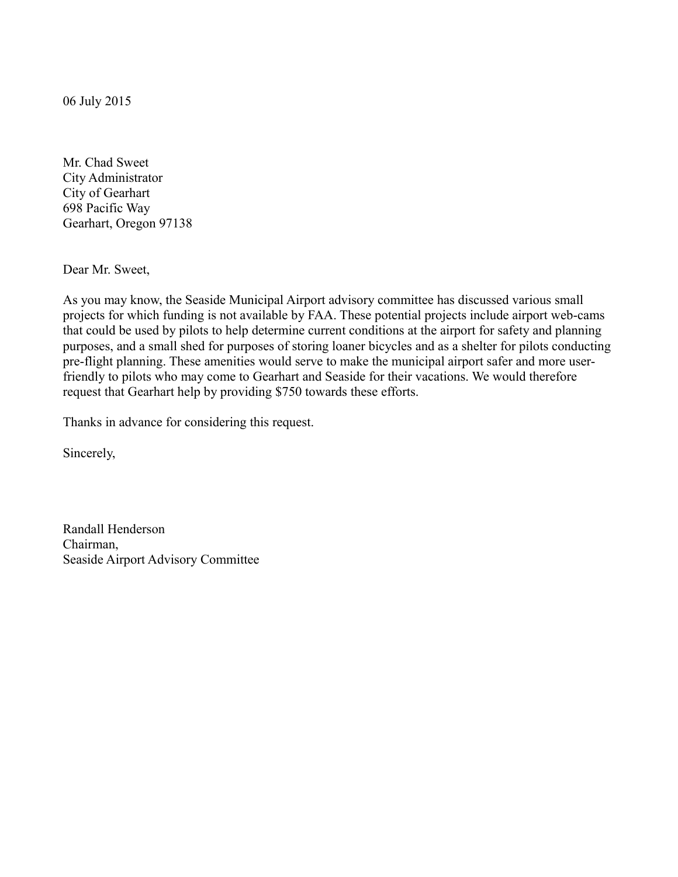06 July 2015

Mr. Chad Sweet  
City Administrator  
City of Gearhart  
698 Pacific Way  
Gearhart, Oregon 97138

Dear Mr. Sweet,

As you may know, the Seaside Municipal Airport advisory committee has discussed various small projects for which funding is not available by FAA. These potential projects include airport web-cams that could be used by pilots to help determine current conditions at the airport for safety and planning purposes, and a small shed for purposes of storing loaner bicycles and as a shelter for pilots conducting pre-flight planning. These amenities would serve to make the municipal airport safer and more user-friendly to pilots who may come to Gearhart and Seaside for their vacations. We would therefore request that Gearhart help by providing $750 towards these efforts.

Thanks in advance for considering this request.

Sincerely,

Randall Henderson  
Chairman,  
Seaside Airport Advisory Committee